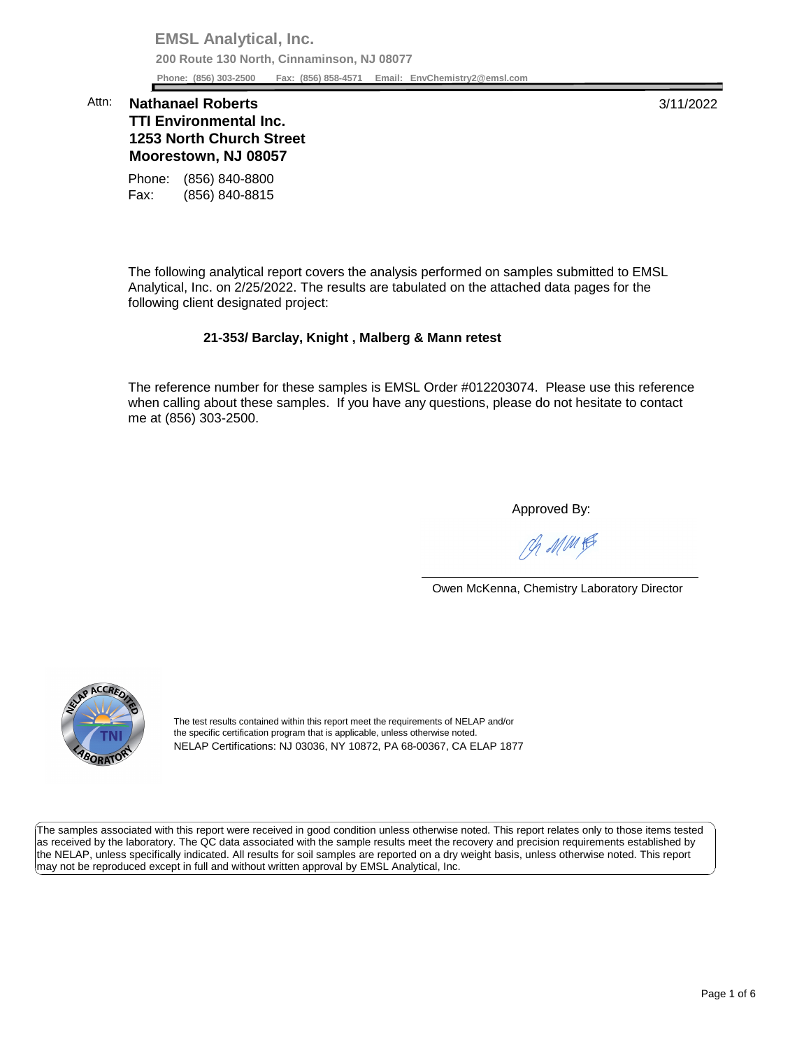**EMSL Analytical, Inc.**

**200 Route 130 North, Cinnaminson, NJ 08077**

**Phone: (856) 303-2500 Fax: (856) 858-4571 Email: EnvChemistry2@emsl.com**

Attn: **Nathanael Roberts**
**TTI Environmental Inc.**
**1253 North Church Street**
**Moorestown, NJ 08057**

3/11/2022

Phone: (856) 840-8800
Fax: (856) 840-8815

The following analytical report covers the analysis performed on samples submitted to EMSL Analytical, Inc. on 2/25/2022. The results are tabulated on the attached data pages for the following client designated project:

**21-353/ Barclay, Knight , Malberg & Mann retest**

The reference number for these samples is EMSL Order #012203074. Please use this reference when calling about these samples. If you have any questions, please do not hesitate to contact me at (856) 303-2500.

Approved By:

Owen McKenna, Chemistry Laboratory Director

The test results contained within this report meet the requirements of NELAP and/or the specific certification program that is applicable, unless otherwise noted.
NELAP Certifications: NJ 03036, NY 10872, PA 68-00367, CA ELAP 1877

The samples associated with this report were received in good condition unless otherwise noted. This report relates only to those items tested as received by the laboratory. The QC data associated with the sample results meet the recovery and precision requirements established by the NELAP, unless specifically indicated. All results for soil samples are reported on a dry weight basis, unless otherwise noted. This report may not be reproduced except in full and without written approval by EMSL Analytical, Inc.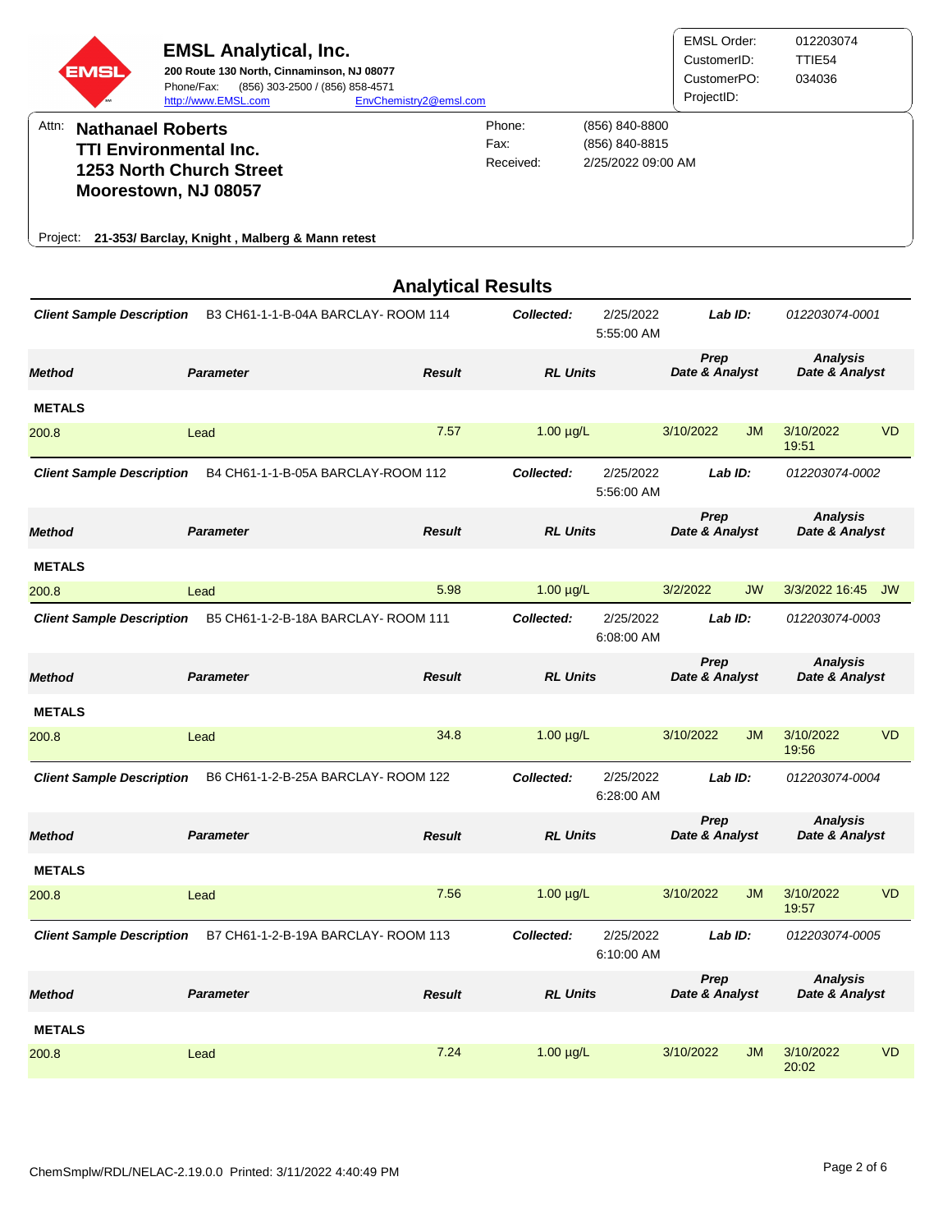# EMSL Analytical, Inc.

**200 Route 130 North, Cinnaminson, NJ 08077**
Phone/Fax: (856) 303-2500 / (856) 858-4571
http://www.EMSL.com EnvChemistry2@emsl.com

| | |
|---|---|
| EMSL Order: | 012203074 |
| CustomerID: | TTIE54 |
| CustomerPO: | 034036 |
| ProjectID: | |

Attn: **Nathanael Roberts**
**TTI Environmental Inc.**
**1253 North Church Street**
**Moorestown, NJ 08057**

Phone: (856) 840-8800
Fax: (856) 840-8815
Received: 2/25/2022 09:00 AM

Project: **21-353/ Barclay, Knight , Malberg & Mann retest**

## Analytical Results

**Client Sample Description** B3 CH61-1-1-B-04A BARCLAY- ROOM 114 — **Collected:** 2/25/2022 5:55:00 AM — **Lab ID:** 012203074-0001

| Method | Parameter | Result | RL Units | Prep Date & Analyst | Analysis Date & Analyst |
|---|---|---|---|---|---|
| **METALS** | | | | | |
| 200.8 | Lead | 7.57 | 1.00 µg/L | 3/10/2022 JM | 3/10/2022 19:51 VD |

**Client Sample Description** B4 CH61-1-1-B-05A BARCLAY-ROOM 112 — **Collected:** 2/25/2022 5:56:00 AM — **Lab ID:** 012203074-0002

| Method | Parameter | Result | RL Units | Prep Date & Analyst | Analysis Date & Analyst |
|---|---|---|---|---|---|
| **METALS** | | | | | |
| 200.8 | Lead | 5.98 | 1.00 µg/L | 3/2/2022 JW | 3/3/2022 16:45 JW |

**Client Sample Description** B5 CH61-1-2-B-18A BARCLAY- ROOM 111 — **Collected:** 2/25/2022 6:08:00 AM — **Lab ID:** 012203074-0003

| Method | Parameter | Result | RL Units | Prep Date & Analyst | Analysis Date & Analyst |
|---|---|---|---|---|---|
| **METALS** | | | | | |
| 200.8 | Lead | 34.8 | 1.00 µg/L | 3/10/2022 JM | 3/10/2022 19:56 VD |

**Client Sample Description** B6 CH61-1-2-B-25A BARCLAY- ROOM 122 — **Collected:** 2/25/2022 6:28:00 AM — **Lab ID:** 012203074-0004

| Method | Parameter | Result | RL Units | Prep Date & Analyst | Analysis Date & Analyst |
|---|---|---|---|---|---|
| **METALS** | | | | | |
| 200.8 | Lead | 7.56 | 1.00 µg/L | 3/10/2022 JM | 3/10/2022 19:57 VD |

**Client Sample Description** B7 CH61-1-2-B-19A BARCLAY- ROOM 113 — **Collected:** 2/25/2022 6:10:00 AM — **Lab ID:** 012203074-0005

| Method | Parameter | Result | RL Units | Prep Date & Analyst | Analysis Date & Analyst |
|---|---|---|---|---|---|
| **METALS** | | | | | |
| 200.8 | Lead | 7.24 | 1.00 µg/L | 3/10/2022 JM | 3/10/2022 20:02 VD |

ChemSmplw/RDL/NELAC-2.19.0.0 Printed: 3/11/2022 4:40:49 PM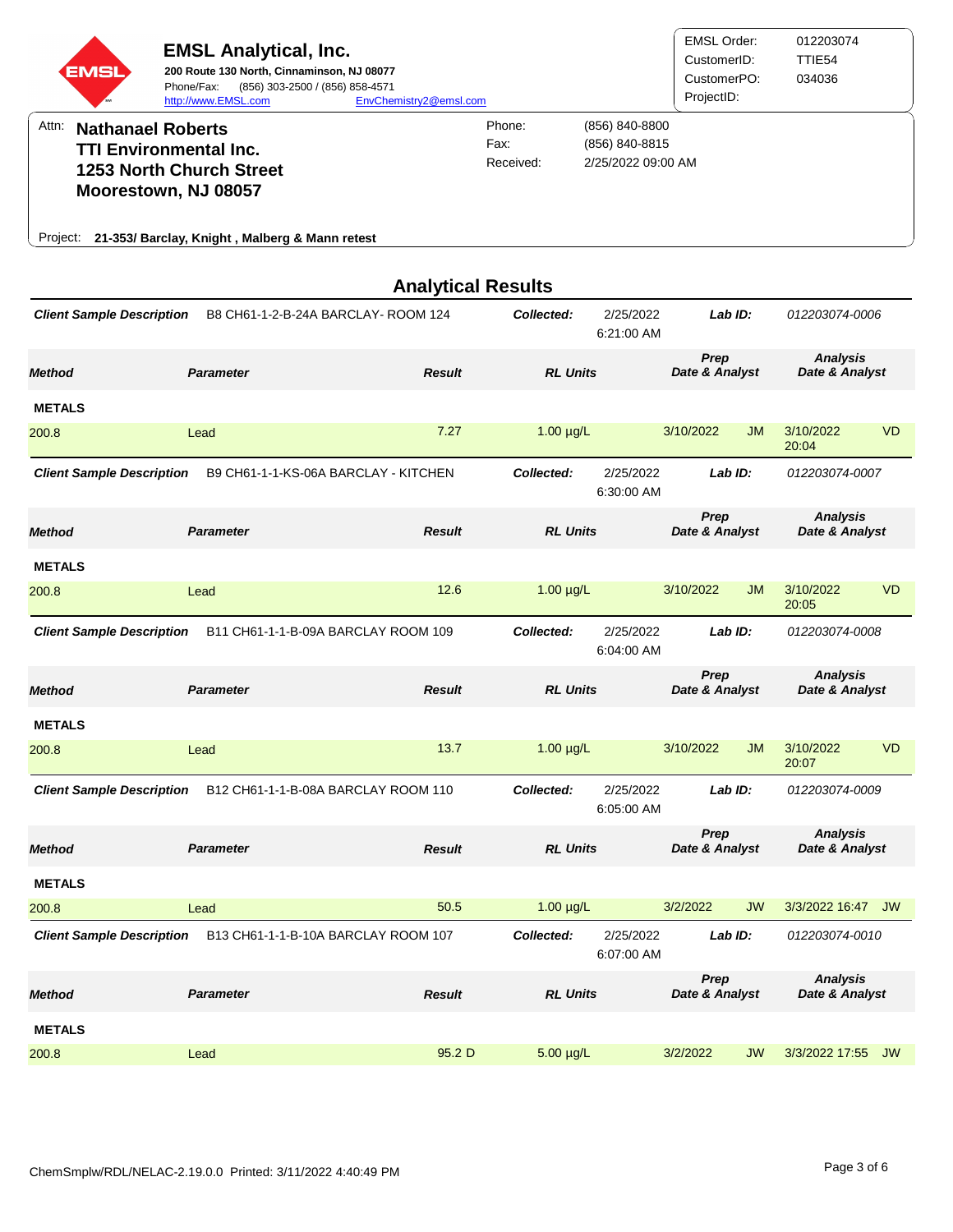# EMSL Analytical, Inc.

**200 Route 130 North, Cinnaminson, NJ 08077**
Phone/Fax: (856) 303-2500 / (856) 858-4571
http://www.EMSL.com EnvChemistry2@emsl.com

| | |
|---|---|
| EMSL Order: | 012203074 |
| CustomerID: | TTIE54 |
| CustomerPO: | 034036 |
| ProjectID: | |

Attn: **Nathanael Roberts**
**TTI Environmental Inc.**
**1253 North Church Street**
**Moorestown, NJ 08057**

| | |
|---|---|
| Phone: | (856) 840-8800 |
| Fax: | (856) 840-8815 |
| Received: | 2/25/2022 09:00 AM |

Project: **21-353/ Barclay, Knight , Malberg & Mann retest**

## Analytical Results

***Client Sample Description*** B8 CH61-1-2-B-24A BARCLAY- ROOM 124 — ***Collected:*** 2/25/2022 6:21:00 AM — ***Lab ID:*** *012203074-0006*

| Method | Parameter | Result | RL Units | Prep Date & Analyst | | Analysis Date & Analyst | |
|---|---|---|---|---|---|---|---|
| **METALS** | | | | | | | |
| 200.8 | Lead | 7.27 | 1.00 µg/L | 3/10/2022 | JM | 3/10/2022 20:04 | VD |

***Client Sample Description*** B9 CH61-1-1-KS-06A BARCLAY - KITCHEN — ***Collected:*** 2/25/2022 6:30:00 AM — ***Lab ID:*** *012203074-0007*

| Method | Parameter | Result | RL Units | Prep Date & Analyst | | Analysis Date & Analyst | |
|---|---|---|---|---|---|---|---|
| **METALS** | | | | | | | |
| 200.8 | Lead | 12.6 | 1.00 µg/L | 3/10/2022 | JM | 3/10/2022 20:05 | VD |

***Client Sample Description*** B11 CH61-1-1-B-09A BARCLAY ROOM 109 — ***Collected:*** 2/25/2022 6:04:00 AM — ***Lab ID:*** *012203074-0008*

| Method | Parameter | Result | RL Units | Prep Date & Analyst | | Analysis Date & Analyst | |
|---|---|---|---|---|---|---|---|
| **METALS** | | | | | | | |
| 200.8 | Lead | 13.7 | 1.00 µg/L | 3/10/2022 | JM | 3/10/2022 20:07 | VD |

***Client Sample Description*** B12 CH61-1-1-B-08A BARCLAY ROOM 110 — ***Collected:*** 2/25/2022 6:05:00 AM — ***Lab ID:*** *012203074-0009*

| Method | Parameter | Result | RL Units | Prep Date & Analyst | | Analysis Date & Analyst | |
|---|---|---|---|---|---|---|---|
| **METALS** | | | | | | | |
| 200.8 | Lead | 50.5 | 1.00 µg/L | 3/2/2022 | JW | 3/3/2022 16:47 | JW |

***Client Sample Description*** B13 CH61-1-1-B-10A BARCLAY ROOM 107 — ***Collected:*** 2/25/2022 6:07:00 AM — ***Lab ID:*** *012203074-0010*

| Method | Parameter | Result | RL Units | Prep Date & Analyst | | Analysis Date & Analyst | |
|---|---|---|---|---|---|---|---|
| **METALS** | | | | | | | |
| 200.8 | Lead | 95.2 D | 5.00 µg/L | 3/2/2022 | JW | 3/3/2022 17:55 | JW |

ChemSmplw/RDL/NELAC-2.19.0.0 Printed: 3/11/2022 4:40:49 PM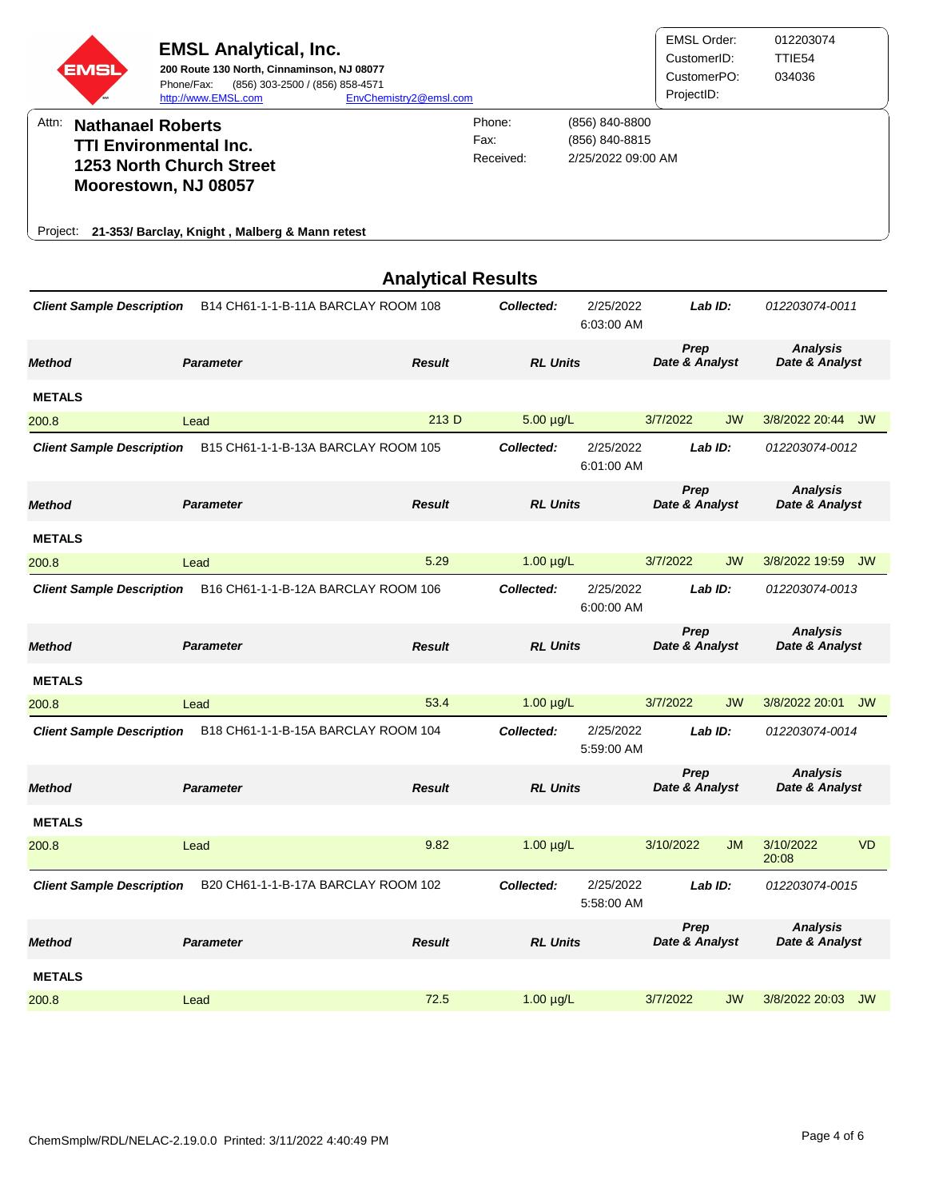# EMSL Analytical, Inc.

**200 Route 130 North, Cinnaminson, NJ 08077**
Phone/Fax: (856) 303-2500 / (856) 858-4571
http://www.EMSL.com EnvChemistry2@emsl.com

| | |
|---|---|
| EMSL Order: | 012203074 |
| CustomerID: | TTIE54 |
| CustomerPO: | 034036 |
| ProjectID: | |

Attn: **Nathanael Roberts**
**TTI Environmental Inc.**
**1253 North Church Street**
**Moorestown, NJ 08057**

| | |
|---|---|
| Phone: | (856) 840-8800 |
| Fax: | (856) 840-8815 |
| Received: | 2/25/2022 09:00 AM |

Project: **21-353/ Barclay, Knight , Malberg & Mann retest**

## Analytical Results

***Client Sample Description*** B14 CH61-1-1-B-11A BARCLAY ROOM 108 — ***Collected:*** 2/25/2022 6:03:00 AM — ***Lab ID:*** *012203074-0011*

| Method | Parameter | Result | RL Units | Prep Date & Analyst | Analysis Date & Analyst |
|---|---|---|---|---|---|
| **METALS** | | | | | |
| 200.8 | Lead | 213 D | 5.00 µg/L | 3/7/2022 JW | 3/8/2022 20:44 JW |

***Client Sample Description*** B15 CH61-1-1-B-13A BARCLAY ROOM 105 — ***Collected:*** 2/25/2022 6:01:00 AM — ***Lab ID:*** *012203074-0012*

| Method | Parameter | Result | RL Units | Prep Date & Analyst | Analysis Date & Analyst |
|---|---|---|---|---|---|
| **METALS** | | | | | |
| 200.8 | Lead | 5.29 | 1.00 µg/L | 3/7/2022 JW | 3/8/2022 19:59 JW |

***Client Sample Description*** B16 CH61-1-1-B-12A BARCLAY ROOM 106 — ***Collected:*** 2/25/2022 6:00:00 AM — ***Lab ID:*** *012203074-0013*

| Method | Parameter | Result | RL Units | Prep Date & Analyst | Analysis Date & Analyst |
|---|---|---|---|---|---|
| **METALS** | | | | | |
| 200.8 | Lead | 53.4 | 1.00 µg/L | 3/7/2022 JW | 3/8/2022 20:01 JW |

***Client Sample Description*** B18 CH61-1-1-B-15A BARCLAY ROOM 104 — ***Collected:*** 2/25/2022 5:59:00 AM — ***Lab ID:*** *012203074-0014*

| Method | Parameter | Result | RL Units | Prep Date & Analyst | Analysis Date & Analyst |
|---|---|---|---|---|---|
| **METALS** | | | | | |
| 200.8 | Lead | 9.82 | 1.00 µg/L | 3/10/2022 JM | 3/10/2022 20:08 VD |

***Client Sample Description*** B20 CH61-1-1-B-17A BARCLAY ROOM 102 — ***Collected:*** 2/25/2022 5:58:00 AM — ***Lab ID:*** *012203074-0015*

| Method | Parameter | Result | RL Units | Prep Date & Analyst | Analysis Date & Analyst |
|---|---|---|---|---|---|
| **METALS** | | | | | |
| 200.8 | Lead | 72.5 | 1.00 µg/L | 3/7/2022 JW | 3/8/2022 20:03 JW |

ChemSmplw/RDL/NELAC-2.19.0.0 Printed: 3/11/2022 4:40:49 PM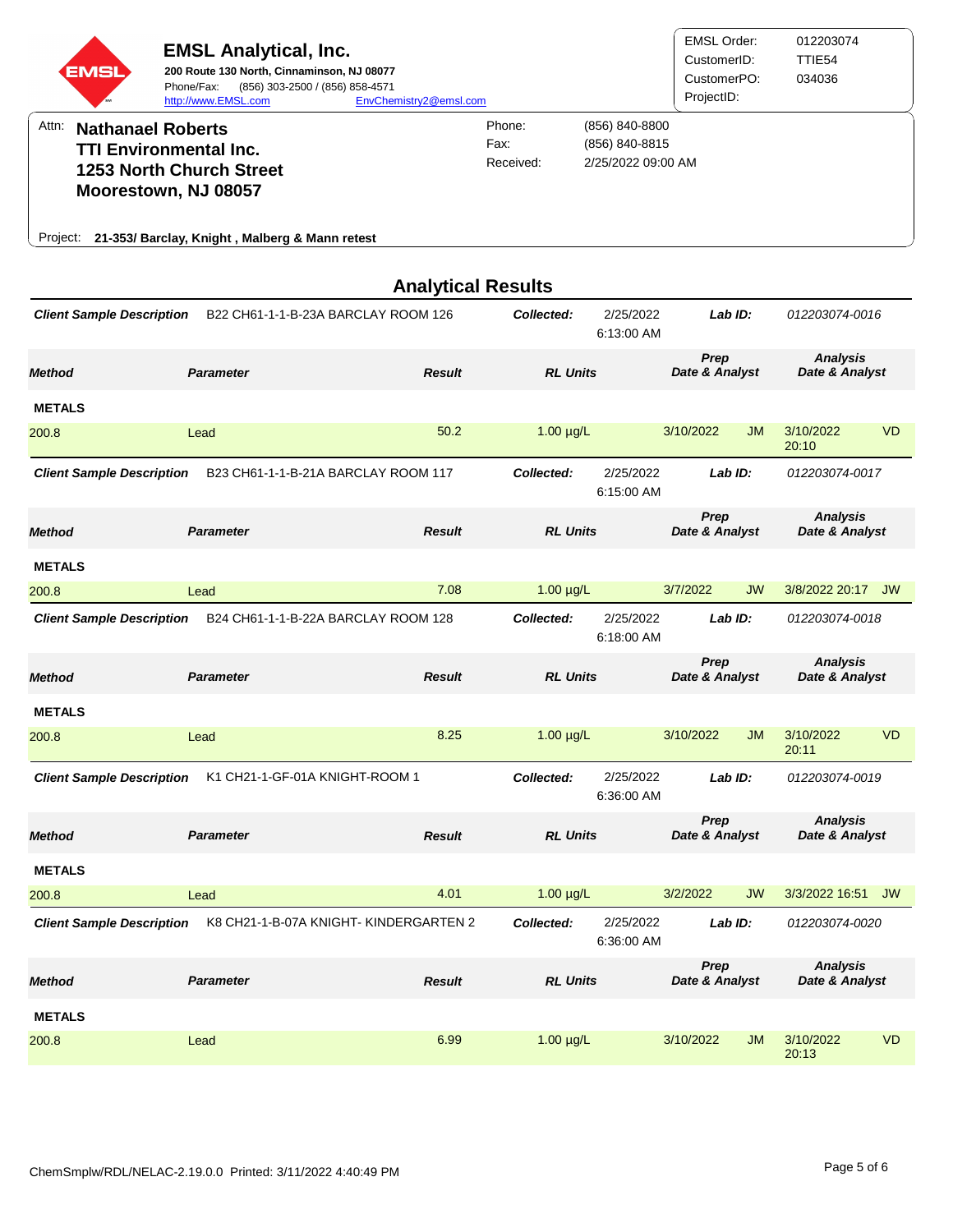# EMSL Analytical, Inc.

**200 Route 130 North, Cinnaminson, NJ 08077**
Phone/Fax: (856) 303-2500 / (856) 858-4571
http://www.EMSL.com EnvChemistry2@emsl.com

| | |
|---|---|
| EMSL Order: | 012203074 |
| CustomerID: | TTIE54 |
| CustomerPO: | 034036 |
| ProjectID: | |

Attn: **Nathanael Roberts**
**TTI Environmental Inc.**
**1253 North Church Street**
**Moorestown, NJ 08057**

Phone: (856) 840-8800
Fax: (856) 840-8815
Received: 2/25/2022 09:00 AM

Project: **21-353/ Barclay, Knight , Malberg & Mann retest**

## Analytical Results

**Client Sample Description** B22 CH61-1-1-B-23A BARCLAY ROOM 126 — **Collected:** 2/25/2022 6:13:00 AM — **Lab ID:** 012203074-0016

| Method | Parameter | Result | RL Units | Prep Date & Analyst | | Analysis Date & Analyst | |
|---|---|---|---|---|---|---|---|
| **METALS** | | | | | | | |
| 200.8 | Lead | 50.2 | 1.00 µg/L | 3/10/2022 | JM | 3/10/2022 20:10 | VD |

**Client Sample Description** B23 CH61-1-1-B-21A BARCLAY ROOM 117 — **Collected:** 2/25/2022 6:15:00 AM — **Lab ID:** 012203074-0017

| Method | Parameter | Result | RL Units | Prep Date & Analyst | | Analysis Date & Analyst | |
|---|---|---|---|---|---|---|---|
| **METALS** | | | | | | | |
| 200.8 | Lead | 7.08 | 1.00 µg/L | 3/7/2022 | JW | 3/8/2022 20:17 | JW |

**Client Sample Description** B24 CH61-1-1-B-22A BARCLAY ROOM 128 — **Collected:** 2/25/2022 6:18:00 AM — **Lab ID:** 012203074-0018

| Method | Parameter | Result | RL Units | Prep Date & Analyst | | Analysis Date & Analyst | |
|---|---|---|---|---|---|---|---|
| **METALS** | | | | | | | |
| 200.8 | Lead | 8.25 | 1.00 µg/L | 3/10/2022 | JM | 3/10/2022 20:11 | VD |

**Client Sample Description** K1 CH21-1-GF-01A KNIGHT-ROOM 1 — **Collected:** 2/25/2022 6:36:00 AM — **Lab ID:** 012203074-0019

| Method | Parameter | Result | RL Units | Prep Date & Analyst | | Analysis Date & Analyst | |
|---|---|---|---|---|---|---|---|
| **METALS** | | | | | | | |
| 200.8 | Lead | 4.01 | 1.00 µg/L | 3/2/2022 | JW | 3/3/2022 16:51 | JW |

**Client Sample Description** K8 CH21-1-B-07A KNIGHT- KINDERGARTEN 2 — **Collected:** 2/25/2022 6:36:00 AM — **Lab ID:** 012203074-0020

| Method | Parameter | Result | RL Units | Prep Date & Analyst | | Analysis Date & Analyst | |
|---|---|---|---|---|---|---|---|
| **METALS** | | | | | | | |
| 200.8 | Lead | 6.99 | 1.00 µg/L | 3/10/2022 | JM | 3/10/2022 20:13 | VD |

ChemSmplw/RDL/NELAC-2.19.0.0 Printed: 3/11/2022 4:40:49 PM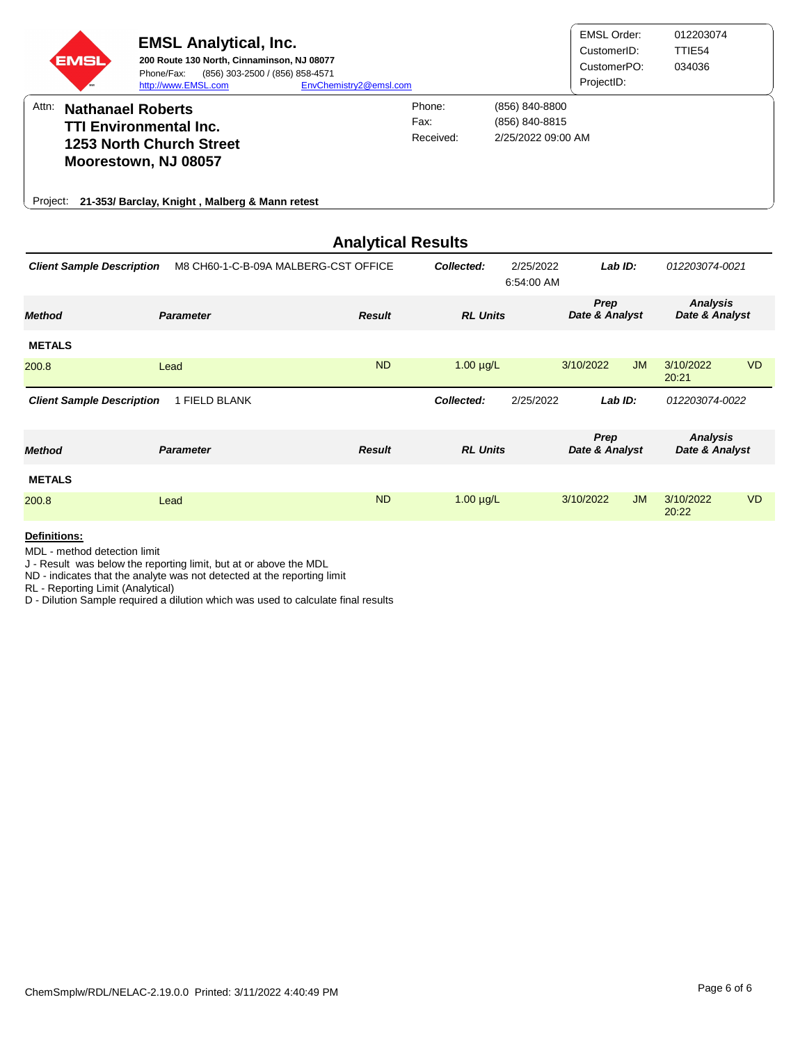**EMSL Analytical, Inc.**
**200 Route 130 North, Cinnaminson, NJ 08077**
Phone/Fax: (856) 303-2500 / (856) 858-4571
http://www.EMSL.com EnvChemistry2@emsl.com

EMSL Order: 012203074
CustomerID: TTIE54
CustomerPO: 034036
ProjectID:

Attn: **Nathanael Roberts**
**TTI Environmental Inc.**
**1253 North Church Street**
**Moorestown, NJ 08057**

Phone: (856) 840-8800
Fax: (856) 840-8815
Received: 2/25/2022 09:00 AM

Project: **21-353/ Barclay, Knight , Malberg & Mann retest**

## Analytical Results

***Client Sample Description*** M8 CH60-1-C-B-09A MALBERG-CST OFFICE — ***Collected:*** 2/25/2022 6:54:00 AM — ***Lab ID:*** *012203074-0021*

| Method | Parameter | Result | RL Units | Prep Date & Analyst | | Analysis Date & Analyst | |
|---|---|---|---|---|---|---|---|
| **METALS** | | | | | | | |
| 200.8 | Lead | ND | 1.00 µg/L | 3/10/2022 | JM | 3/10/2022 20:21 | VD |

***Client Sample Description*** 1 FIELD BLANK — ***Collected:*** 2/25/2022 — ***Lab ID:*** *012203074-0022*

| Method | Parameter | Result | RL Units | Prep Date & Analyst | | Analysis Date & Analyst | |
|---|---|---|---|---|---|---|---|
| **METALS** | | | | | | | |
| 200.8 | Lead | ND | 1.00 µg/L | 3/10/2022 | JM | 3/10/2022 20:22 | VD |

**Definitions:**

MDL - method detection limit
J - Result was below the reporting limit, but at or above the MDL
ND - indicates that the analyte was not detected at the reporting limit
RL - Reporting Limit (Analytical)
D - Dilution Sample required a dilution which was used to calculate final results

ChemSmplw/RDL/NELAC-2.19.0.0 Printed: 3/11/2022 4:40:49 PM